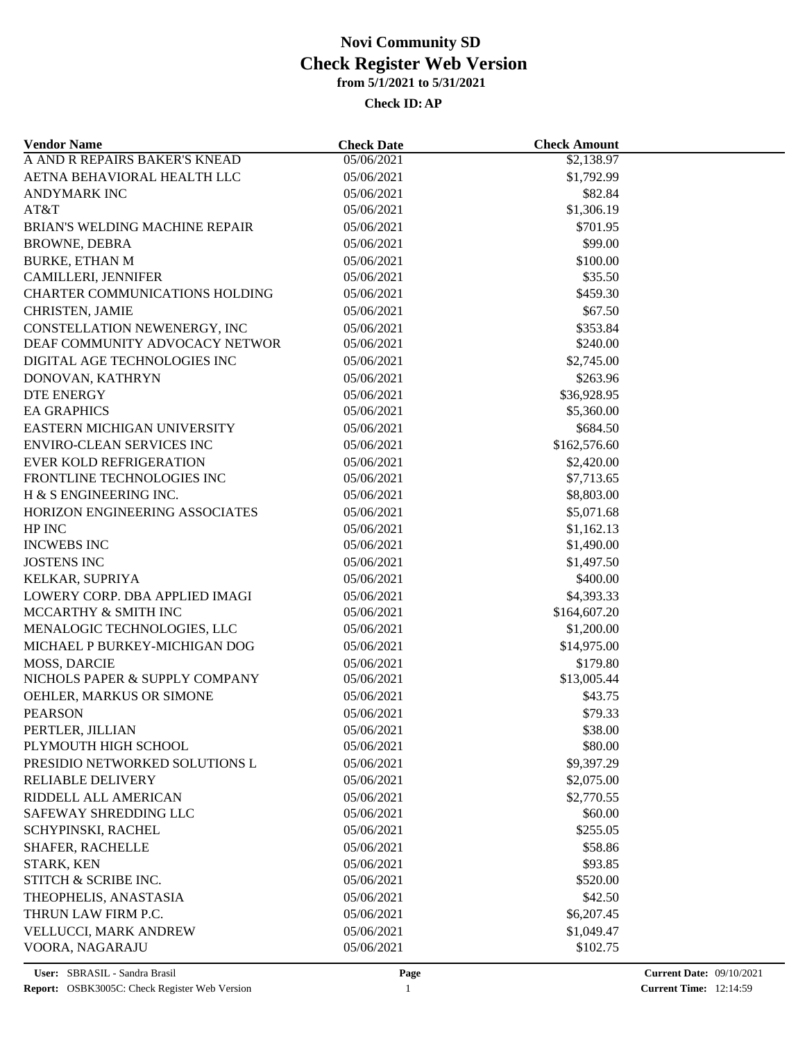# Novi Community SD
# Check Register Web Version
### from 5/1/2021 to 5/31/2021
### Check ID: AP

| Vendor Name | Check Date | Check Amount |
|---|---|---|
| A AND R REPAIRS BAKER'S KNEAD | 05/06/2021 | $2,138.97 |
| AETNA BEHAVIORAL HEALTH LLC | 05/06/2021 | $1,792.99 |
| ANDYMARK INC | 05/06/2021 | $82.84 |
| AT&T | 05/06/2021 | $1,306.19 |
| BRIAN'S WELDING MACHINE REPAIR | 05/06/2021 | $701.95 |
| BROWNE, DEBRA | 05/06/2021 | $99.00 |
| BURKE, ETHAN M | 05/06/2021 | $100.00 |
| CAMILLERI, JENNIFER | 05/06/2021 | $35.50 |
| CHARTER COMMUNICATIONS HOLDING | 05/06/2021 | $459.30 |
| CHRISTEN, JAMIE | 05/06/2021 | $67.50 |
| CONSTELLATION NEWENERGY, INC | 05/06/2021 | $353.84 |
| DEAF COMMUNITY ADVOCACY NETWOR | 05/06/2021 | $240.00 |
| DIGITAL AGE TECHNOLOGIES INC | 05/06/2021 | $2,745.00 |
| DONOVAN, KATHRYN | 05/06/2021 | $263.96 |
| DTE ENERGY | 05/06/2021 | $36,928.95 |
| EA GRAPHICS | 05/06/2021 | $5,360.00 |
| EASTERN MICHIGAN UNIVERSITY | 05/06/2021 | $684.50 |
| ENVIRO-CLEAN SERVICES INC | 05/06/2021 | $162,576.60 |
| EVER KOLD REFRIGERATION | 05/06/2021 | $2,420.00 |
| FRONTLINE TECHNOLOGIES INC | 05/06/2021 | $7,713.65 |
| H & S ENGINEERING INC. | 05/06/2021 | $8,803.00 |
| HORIZON ENGINEERING ASSOCIATES | 05/06/2021 | $5,071.68 |
| HP INC | 05/06/2021 | $1,162.13 |
| INCWEBS INC | 05/06/2021 | $1,490.00 |
| JOSTENS INC | 05/06/2021 | $1,497.50 |
| KELKAR, SUPRIYA | 05/06/2021 | $400.00 |
| LOWERY CORP. DBA APPLIED IMAGI | 05/06/2021 | $4,393.33 |
| MCCARTHY & SMITH INC | 05/06/2021 | $164,607.20 |
| MENALOGIC TECHNOLOGIES, LLC | 05/06/2021 | $1,200.00 |
| MICHAEL P BURKEY-MICHIGAN DOG | 05/06/2021 | $14,975.00 |
| MOSS, DARCIE | 05/06/2021 | $179.80 |
| NICHOLS PAPER & SUPPLY COMPANY | 05/06/2021 | $13,005.44 |
| OEHLER, MARKUS OR SIMONE | 05/06/2021 | $43.75 |
| PEARSON | 05/06/2021 | $79.33 |
| PERTLER, JILLIAN | 05/06/2021 | $38.00 |
| PLYMOUTH HIGH SCHOOL | 05/06/2021 | $80.00 |
| PRESIDIO NETWORKED SOLUTIONS L | 05/06/2021 | $9,397.29 |
| RELIABLE DELIVERY | 05/06/2021 | $2,075.00 |
| RIDDELL ALL AMERICAN | 05/06/2021 | $2,770.55 |
| SAFEWAY SHREDDING LLC | 05/06/2021 | $60.00 |
| SCHYPINSKI, RACHEL | 05/06/2021 | $255.05 |
| SHAFER, RACHELLE | 05/06/2021 | $58.86 |
| STARK, KEN | 05/06/2021 | $93.85 |
| STITCH & SCRIBE INC. | 05/06/2021 | $520.00 |
| THEOPHELIS, ANASTASIA | 05/06/2021 | $42.50 |
| THRUN LAW FIRM P.C. | 05/06/2021 | $6,207.45 |
| VELLUCCI, MARK ANDREW | 05/06/2021 | $1,049.47 |
| VOORA, NAGARAJU | 05/06/2021 | $102.75 |

User: SBRASIL - Sandra Brasil
Report: OSBK3005C: Check Register Web Version
Current Date: 09/10/2021
Current Time: 12:14:59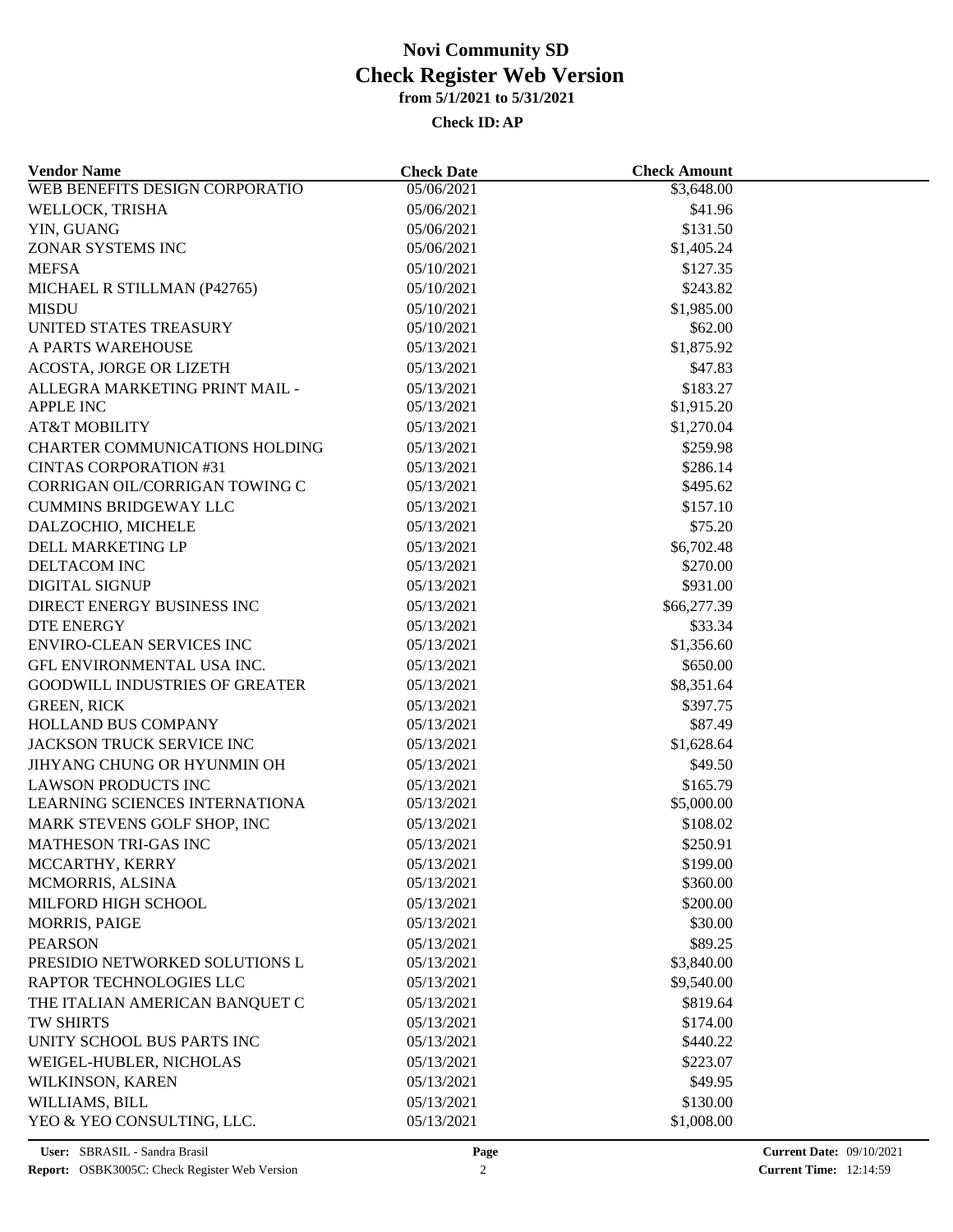# Novi Community SD
# Check Register Web Version
**from 5/1/2021 to 5/31/2021**

**Check ID: AP**

| Vendor Name | Check Date | Check Amount |
|---|---|---|
| WEB BENEFITS DESIGN CORPORATIO | 05/06/2021 | $3,648.00 |
| WELLOCK, TRISHA | 05/06/2021 | $41.96 |
| YIN, GUANG | 05/06/2021 | $131.50 |
| ZONAR SYSTEMS INC | 05/06/2021 | $1,405.24 |
| MEFSA | 05/10/2021 | $127.35 |
| MICHAEL R STILLMAN (P42765) | 05/10/2021 | $243.82 |
| MISDU | 05/10/2021 | $1,985.00 |
| UNITED STATES TREASURY | 05/10/2021 | $62.00 |
| A PARTS WAREHOUSE | 05/13/2021 | $1,875.92 |
| ACOSTA, JORGE OR LIZETH | 05/13/2021 | $47.83 |
| ALLEGRA MARKETING PRINT MAIL - | 05/13/2021 | $183.27 |
| APPLE INC | 05/13/2021 | $1,915.20 |
| AT&T MOBILITY | 05/13/2021 | $1,270.04 |
| CHARTER COMMUNICATIONS HOLDING | 05/13/2021 | $259.98 |
| CINTAS CORPORATION #31 | 05/13/2021 | $286.14 |
| CORRIGAN OIL/CORRIGAN TOWING C | 05/13/2021 | $495.62 |
| CUMMINS BRIDGEWAY LLC | 05/13/2021 | $157.10 |
| DALZOCHIO, MICHELE | 05/13/2021 | $75.20 |
| DELL MARKETING LP | 05/13/2021 | $6,702.48 |
| DELTACOM INC | 05/13/2021 | $270.00 |
| DIGITAL SIGNUP | 05/13/2021 | $931.00 |
| DIRECT ENERGY BUSINESS INC | 05/13/2021 | $66,277.39 |
| DTE ENERGY | 05/13/2021 | $33.34 |
| ENVIRO-CLEAN SERVICES INC | 05/13/2021 | $1,356.60 |
| GFL ENVIRONMENTAL USA INC. | 05/13/2021 | $650.00 |
| GOODWILL INDUSTRIES OF GREATER | 05/13/2021 | $8,351.64 |
| GREEN, RICK | 05/13/2021 | $397.75 |
| HOLLAND BUS COMPANY | 05/13/2021 | $87.49 |
| JACKSON TRUCK SERVICE INC | 05/13/2021 | $1,628.64 |
| JIHYANG CHUNG OR HYUNMIN OH | 05/13/2021 | $49.50 |
| LAWSON PRODUCTS INC | 05/13/2021 | $165.79 |
| LEARNING SCIENCES INTERNATIONA | 05/13/2021 | $5,000.00 |
| MARK STEVENS GOLF SHOP, INC | 05/13/2021 | $108.02 |
| MATHESON TRI-GAS INC | 05/13/2021 | $250.91 |
| MCCARTHY, KERRY | 05/13/2021 | $199.00 |
| MCMORRIS, ALSINA | 05/13/2021 | $360.00 |
| MILFORD HIGH SCHOOL | 05/13/2021 | $200.00 |
| MORRIS, PAIGE | 05/13/2021 | $30.00 |
| PEARSON | 05/13/2021 | $89.25 |
| PRESIDIO NETWORKED SOLUTIONS L | 05/13/2021 | $3,840.00 |
| RAPTOR TECHNOLOGIES LLC | 05/13/2021 | $9,540.00 |
| THE ITALIAN AMERICAN BANQUET C | 05/13/2021 | $819.64 |
| TW SHIRTS | 05/13/2021 | $174.00 |
| UNITY SCHOOL BUS PARTS INC | 05/13/2021 | $440.22 |
| WEIGEL-HUBLER, NICHOLAS | 05/13/2021 | $223.07 |
| WILKINSON, KAREN | 05/13/2021 | $49.95 |
| WILLIAMS, BILL | 05/13/2021 | $130.00 |
| YEO & YEO CONSULTING, LLC. | 05/13/2021 | $1,008.00 |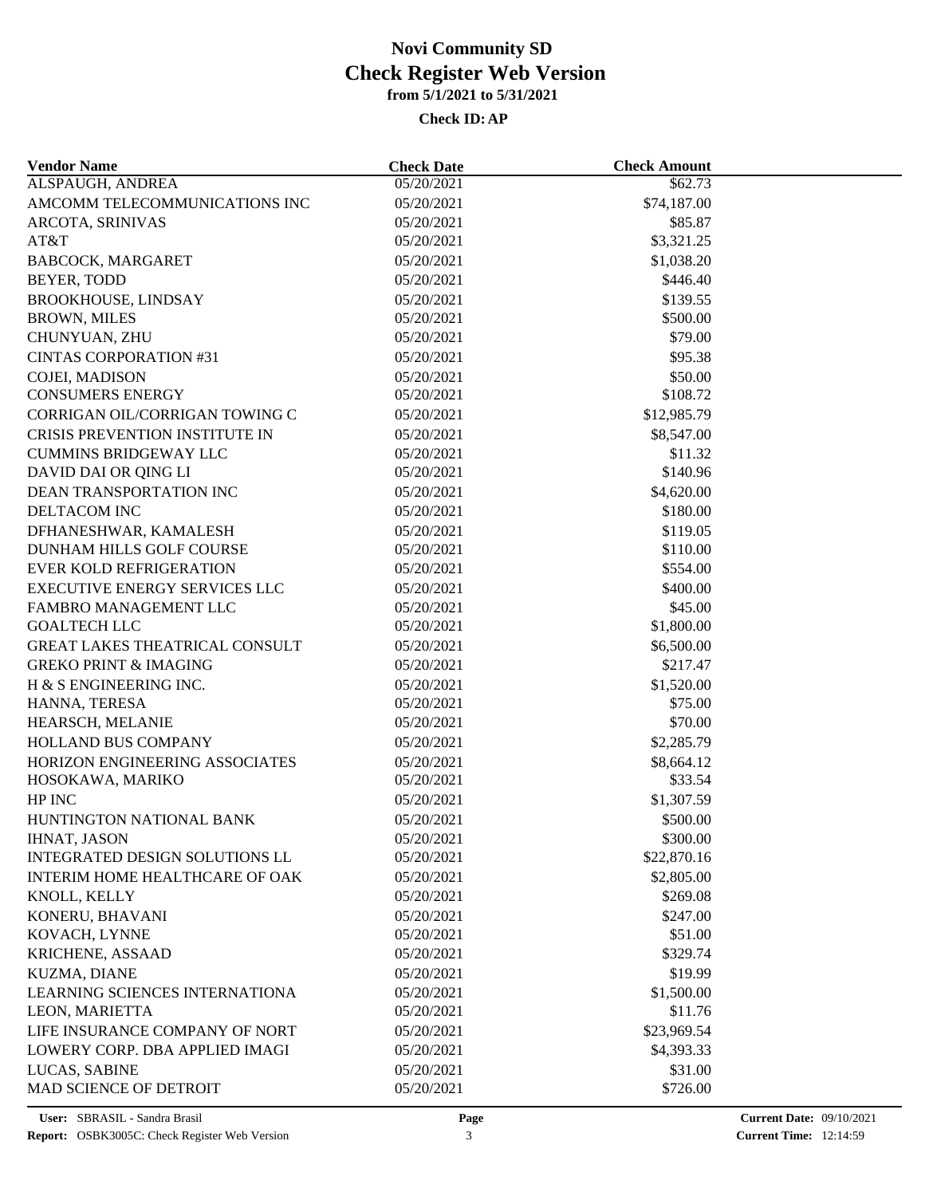# Novi Community SD
## Check Register Web Version
### from 5/1/2021 to 5/31/2021

**Check ID: AP**

| Vendor Name | Check Date | Check Amount |
|---|---|---|
| ALSPAUGH, ANDREA | 05/20/2021 | $62.73 |
| AMCOMM TELECOMMUNICATIONS INC | 05/20/2021 | $74,187.00 |
| ARCOTA, SRINIVAS | 05/20/2021 | $85.87 |
| AT&T | 05/20/2021 | $3,321.25 |
| BABCOCK, MARGARET | 05/20/2021 | $1,038.20 |
| BEYER, TODD | 05/20/2021 | $446.40 |
| BROOKHOUSE, LINDSAY | 05/20/2021 | $139.55 |
| BROWN, MILES | 05/20/2021 | $500.00 |
| CHUNYUAN, ZHU | 05/20/2021 | $79.00 |
| CINTAS CORPORATION #31 | 05/20/2021 | $95.38 |
| COJEI, MADISON | 05/20/2021 | $50.00 |
| CONSUMERS ENERGY | 05/20/2021 | $108.72 |
| CORRIGAN OIL/CORRIGAN TOWING C | 05/20/2021 | $12,985.79 |
| CRISIS PREVENTION INSTITUTE IN | 05/20/2021 | $8,547.00 |
| CUMMINS BRIDGEWAY LLC | 05/20/2021 | $11.32 |
| DAVID DAI OR QING LI | 05/20/2021 | $140.96 |
| DEAN TRANSPORTATION INC | 05/20/2021 | $4,620.00 |
| DELTACOM INC | 05/20/2021 | $180.00 |
| DFHANESHWAR, KAMALESH | 05/20/2021 | $119.05 |
| DUNHAM HILLS GOLF COURSE | 05/20/2021 | $110.00 |
| EVER KOLD REFRIGERATION | 05/20/2021 | $554.00 |
| EXECUTIVE ENERGY SERVICES LLC | 05/20/2021 | $400.00 |
| FAMBRO MANAGEMENT LLC | 05/20/2021 | $45.00 |
| GOALTECH LLC | 05/20/2021 | $1,800.00 |
| GREAT LAKES THEATRICAL CONSULT | 05/20/2021 | $6,500.00 |
| GREKO PRINT & IMAGING | 05/20/2021 | $217.47 |
| H & S ENGINEERING INC. | 05/20/2021 | $1,520.00 |
| HANNA, TERESA | 05/20/2021 | $75.00 |
| HEARSCH, MELANIE | 05/20/2021 | $70.00 |
| HOLLAND BUS COMPANY | 05/20/2021 | $2,285.79 |
| HORIZON ENGINEERING ASSOCIATES | 05/20/2021 | $8,664.12 |
| HOSOKAWA, MARIKO | 05/20/2021 | $33.54 |
| HP INC | 05/20/2021 | $1,307.59 |
| HUNTINGTON NATIONAL BANK | 05/20/2021 | $500.00 |
| IHNAT, JASON | 05/20/2021 | $300.00 |
| INTEGRATED DESIGN SOLUTIONS LL | 05/20/2021 | $22,870.16 |
| INTERIM HOME HEALTHCARE OF OAK | 05/20/2021 | $2,805.00 |
| KNOLL, KELLY | 05/20/2021 | $269.08 |
| KONERU, BHAVANI | 05/20/2021 | $247.00 |
| KOVACH, LYNNE | 05/20/2021 | $51.00 |
| KRICHENE, ASSAAD | 05/20/2021 | $329.74 |
| KUZMA, DIANE | 05/20/2021 | $19.99 |
| LEARNING SCIENCES INTERNATIONA | 05/20/2021 | $1,500.00 |
| LEON, MARIETTA | 05/20/2021 | $11.76 |
| LIFE INSURANCE COMPANY OF NORT | 05/20/2021 | $23,969.54 |
| LOWERY CORP. DBA APPLIED IMAGI | 05/20/2021 | $4,393.33 |
| LUCAS, SABINE | 05/20/2021 | $31.00 |
| MAD SCIENCE OF DETROIT | 05/20/2021 | $726.00 |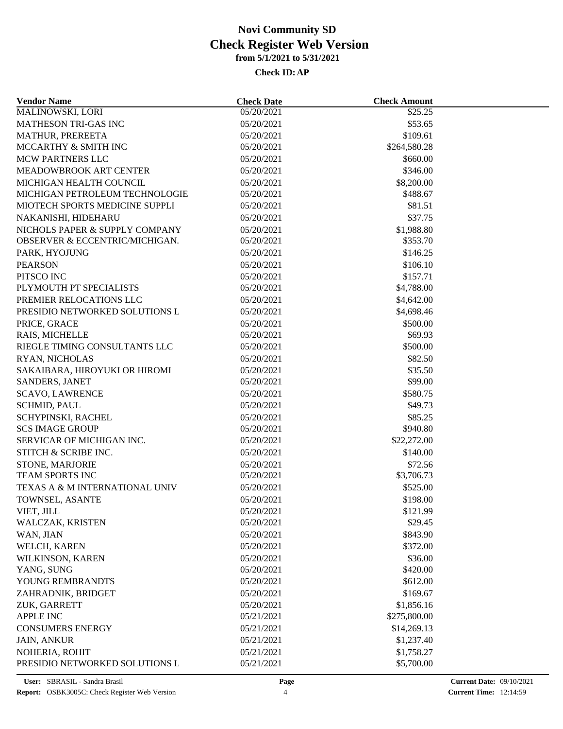# Novi Community SD
## Check Register Web Version
### from 5/1/2021 to 5/31/2021
#### Check ID: AP

| Vendor Name | Check Date | Check Amount |
|---|---|---|
| MALINOWSKI, LORI | 05/20/2021 | $25.25 |
| MATHESON TRI-GAS INC | 05/20/2021 | $53.65 |
| MATHUR, PREREETA | 05/20/2021 | $109.61 |
| MCCARTHY & SMITH INC | 05/20/2021 | $264,580.28 |
| MCW PARTNERS LLC | 05/20/2021 | $660.00 |
| MEADOWBROOK ART CENTER | 05/20/2021 | $346.00 |
| MICHIGAN HEALTH COUNCIL | 05/20/2021 | $8,200.00 |
| MICHIGAN PETROLEUM TECHNOLOGIE | 05/20/2021 | $488.67 |
| MIOTECH SPORTS MEDICINE SUPPLI | 05/20/2021 | $81.51 |
| NAKANISHI, HIDEHARU | 05/20/2021 | $37.75 |
| NICHOLS PAPER & SUPPLY COMPANY | 05/20/2021 | $1,988.80 |
| OBSERVER & ECCENTRIC/MICHIGAN. | 05/20/2021 | $353.70 |
| PARK, HYOJUNG | 05/20/2021 | $146.25 |
| PEARSON | 05/20/2021 | $106.10 |
| PITSCO INC | 05/20/2021 | $157.71 |
| PLYMOUTH PT SPECIALISTS | 05/20/2021 | $4,788.00 |
| PREMIER RELOCATIONS LLC | 05/20/2021 | $4,642.00 |
| PRESIDIO NETWORKED SOLUTIONS L | 05/20/2021 | $4,698.46 |
| PRICE, GRACE | 05/20/2021 | $500.00 |
| RAIS, MICHELLE | 05/20/2021 | $69.93 |
| RIEGLE TIMING CONSULTANTS LLC | 05/20/2021 | $500.00 |
| RYAN, NICHOLAS | 05/20/2021 | $82.50 |
| SAKAIBARA, HIROYUKI OR HIROMI | 05/20/2021 | $35.50 |
| SANDERS, JANET | 05/20/2021 | $99.00 |
| SCAVO, LAWRENCE | 05/20/2021 | $580.75 |
| SCHMID, PAUL | 05/20/2021 | $49.73 |
| SCHYPINSKI, RACHEL | 05/20/2021 | $85.25 |
| SCS IMAGE GROUP | 05/20/2021 | $940.80 |
| SERVICAR OF MICHIGAN INC. | 05/20/2021 | $22,272.00 |
| STITCH & SCRIBE INC. | 05/20/2021 | $140.00 |
| STONE, MARJORIE | 05/20/2021 | $72.56 |
| TEAM SPORTS INC | 05/20/2021 | $3,706.73 |
| TEXAS A & M INTERNATIONAL UNIV | 05/20/2021 | $525.00 |
| TOWNSEL, ASANTE | 05/20/2021 | $198.00 |
| VIET, JILL | 05/20/2021 | $121.99 |
| WALCZAK, KRISTEN | 05/20/2021 | $29.45 |
| WAN, JIAN | 05/20/2021 | $843.90 |
| WELCH, KAREN | 05/20/2021 | $372.00 |
| WILKINSON, KAREN | 05/20/2021 | $36.00 |
| YANG, SUNG | 05/20/2021 | $420.00 |
| YOUNG REMBRANDTS | 05/20/2021 | $612.00 |
| ZAHRADNIK, BRIDGET | 05/20/2021 | $169.67 |
| ZUK, GARRETT | 05/20/2021 | $1,856.16 |
| APPLE INC | 05/21/2021 | $275,800.00 |
| CONSUMERS ENERGY | 05/21/2021 | $14,269.13 |
| JAIN, ANKUR | 05/21/2021 | $1,237.40 |
| NOHERIA, ROHIT | 05/21/2021 | $1,758.27 |
| PRESIDIO NETWORKED SOLUTIONS L | 05/21/2021 | $5,700.00 |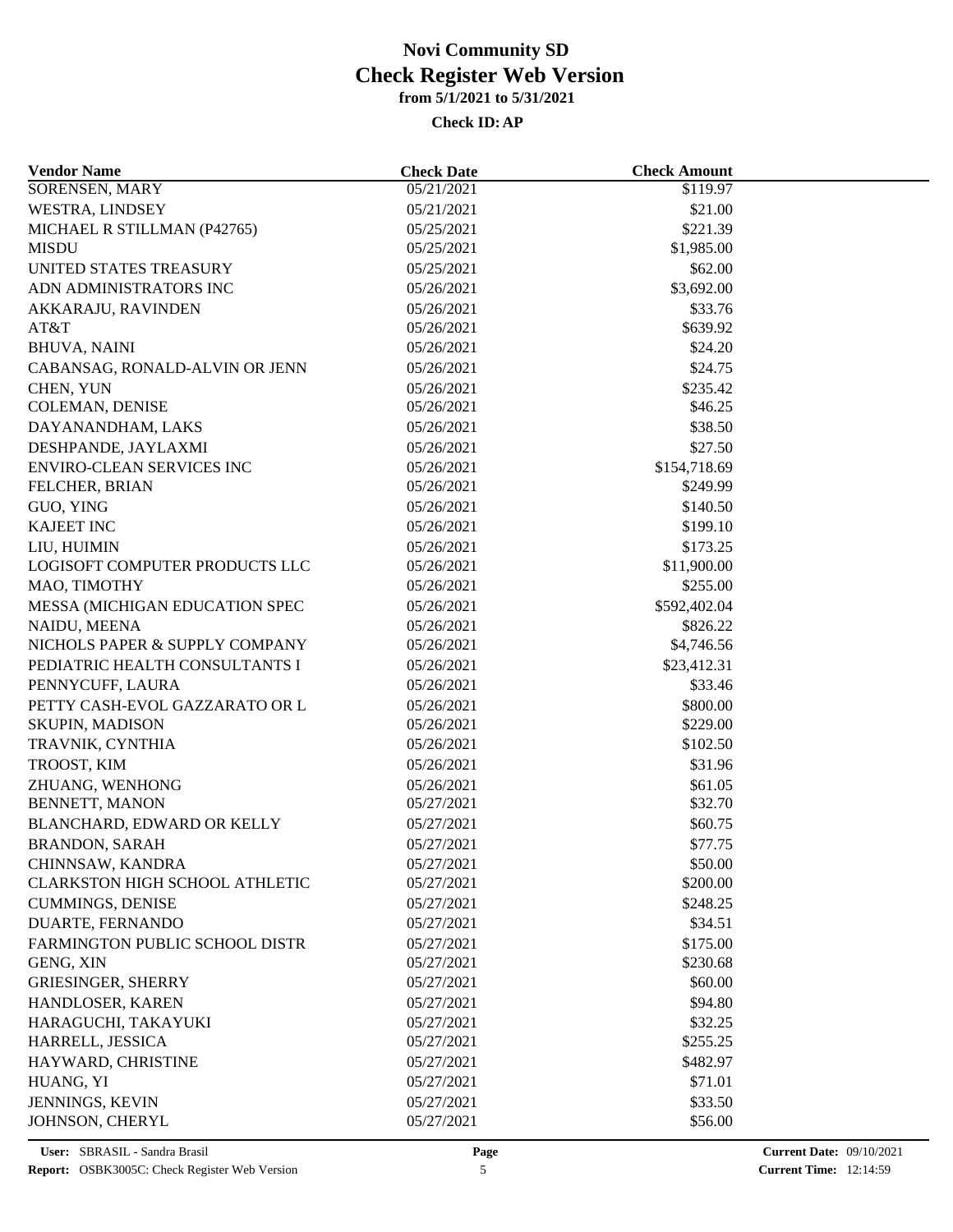# Novi Community SD
## Check Register Web Version
### from 5/1/2021 to 5/31/2021

**Check ID: AP**

| Vendor Name | Check Date | Check Amount |
|---|---|---|
| SORENSEN, MARY | 05/21/2021 | $119.97 |
| WESTRA, LINDSEY | 05/21/2021 | $21.00 |
| MICHAEL R STILLMAN (P42765) | 05/25/2021 | $221.39 |
| MISDU | 05/25/2021 | $1,985.00 |
| UNITED STATES TREASURY | 05/25/2021 | $62.00 |
| ADN ADMINISTRATORS INC | 05/26/2021 | $3,692.00 |
| AKKARAJU, RAVINDEN | 05/26/2021 | $33.76 |
| AT&T | 05/26/2021 | $639.92 |
| BHUVA, NAINI | 05/26/2021 | $24.20 |
| CABANSAG, RONALD-ALVIN OR JENN | 05/26/2021 | $24.75 |
| CHEN, YUN | 05/26/2021 | $235.42 |
| COLEMAN, DENISE | 05/26/2021 | $46.25 |
| DAYANANDHAM, LAKS | 05/26/2021 | $38.50 |
| DESHPANDE, JAYLAXMI | 05/26/2021 | $27.50 |
| ENVIRO-CLEAN SERVICES INC | 05/26/2021 | $154,718.69 |
| FELCHER, BRIAN | 05/26/2021 | $249.99 |
| GUO, YING | 05/26/2021 | $140.50 |
| KAJEET INC | 05/26/2021 | $199.10 |
| LIU, HUIMIN | 05/26/2021 | $173.25 |
| LOGISOFT COMPUTER PRODUCTS LLC | 05/26/2021 | $11,900.00 |
| MAO, TIMOTHY | 05/26/2021 | $255.00 |
| MESSA (MICHIGAN EDUCATION SPEC | 05/26/2021 | $592,402.04 |
| NAIDU, MEENA | 05/26/2021 | $826.22 |
| NICHOLS PAPER & SUPPLY COMPANY | 05/26/2021 | $4,746.56 |
| PEDIATRIC HEALTH CONSULTANTS I | 05/26/2021 | $23,412.31 |
| PENNYCUFF, LAURA | 05/26/2021 | $33.46 |
| PETTY CASH-EVOL GAZZARATO OR L | 05/26/2021 | $800.00 |
| SKUPIN, MADISON | 05/26/2021 | $229.00 |
| TRAVNIK, CYNTHIA | 05/26/2021 | $102.50 |
| TROOST, KIM | 05/26/2021 | $31.96 |
| ZHUANG, WENHONG | 05/26/2021 | $61.05 |
| BENNETT, MANON | 05/27/2021 | $32.70 |
| BLANCHARD, EDWARD OR KELLY | 05/27/2021 | $60.75 |
| BRANDON, SARAH | 05/27/2021 | $77.75 |
| CHINNSAW, KANDRA | 05/27/2021 | $50.00 |
| CLARKSTON HIGH SCHOOL ATHLETIC | 05/27/2021 | $200.00 |
| CUMMINGS, DENISE | 05/27/2021 | $248.25 |
| DUARTE, FERNANDO | 05/27/2021 | $34.51 |
| FARMINGTON PUBLIC SCHOOL DISTR | 05/27/2021 | $175.00 |
| GENG, XIN | 05/27/2021 | $230.68 |
| GRIESINGER, SHERRY | 05/27/2021 | $60.00 |
| HANDLOSER, KAREN | 05/27/2021 | $94.80 |
| HARAGUCHI, TAKAYUKI | 05/27/2021 | $32.25 |
| HARRELL, JESSICA | 05/27/2021 | $255.25 |
| HAYWARD, CHRISTINE | 05/27/2021 | $482.97 |
| HUANG, YI | 05/27/2021 | $71.01 |
| JENNINGS, KEVIN | 05/27/2021 | $33.50 |
| JOHNSON, CHERYL | 05/27/2021 | $56.00 |

User: SBRASIL - Sandra Brasil
Report: OSBK3005C: Check Register Web Version
Current Date: 09/10/2021
Current Time: 12:14:59